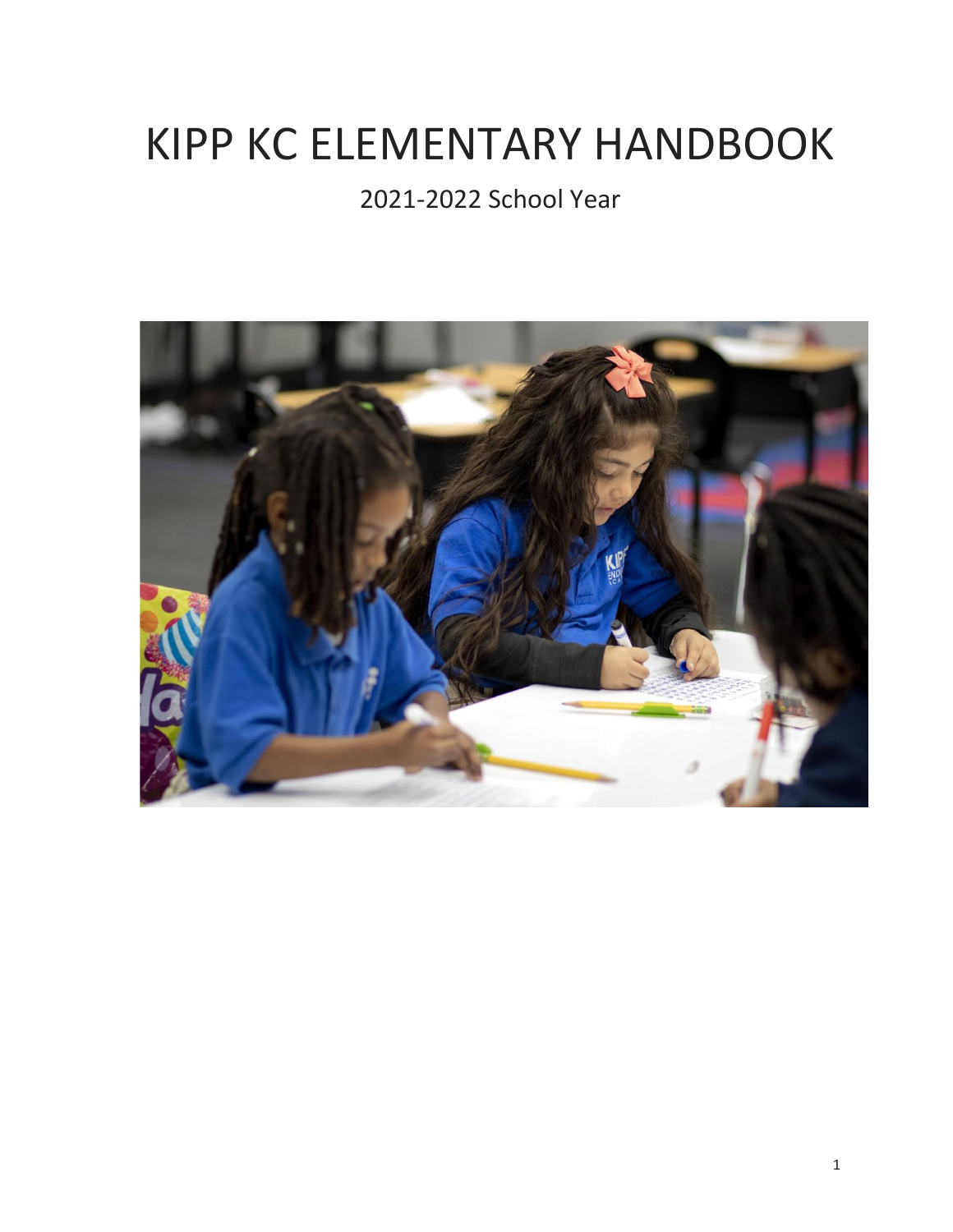# KIPP KC ELEMENTARY HANDBOOK

2021-2022 School Year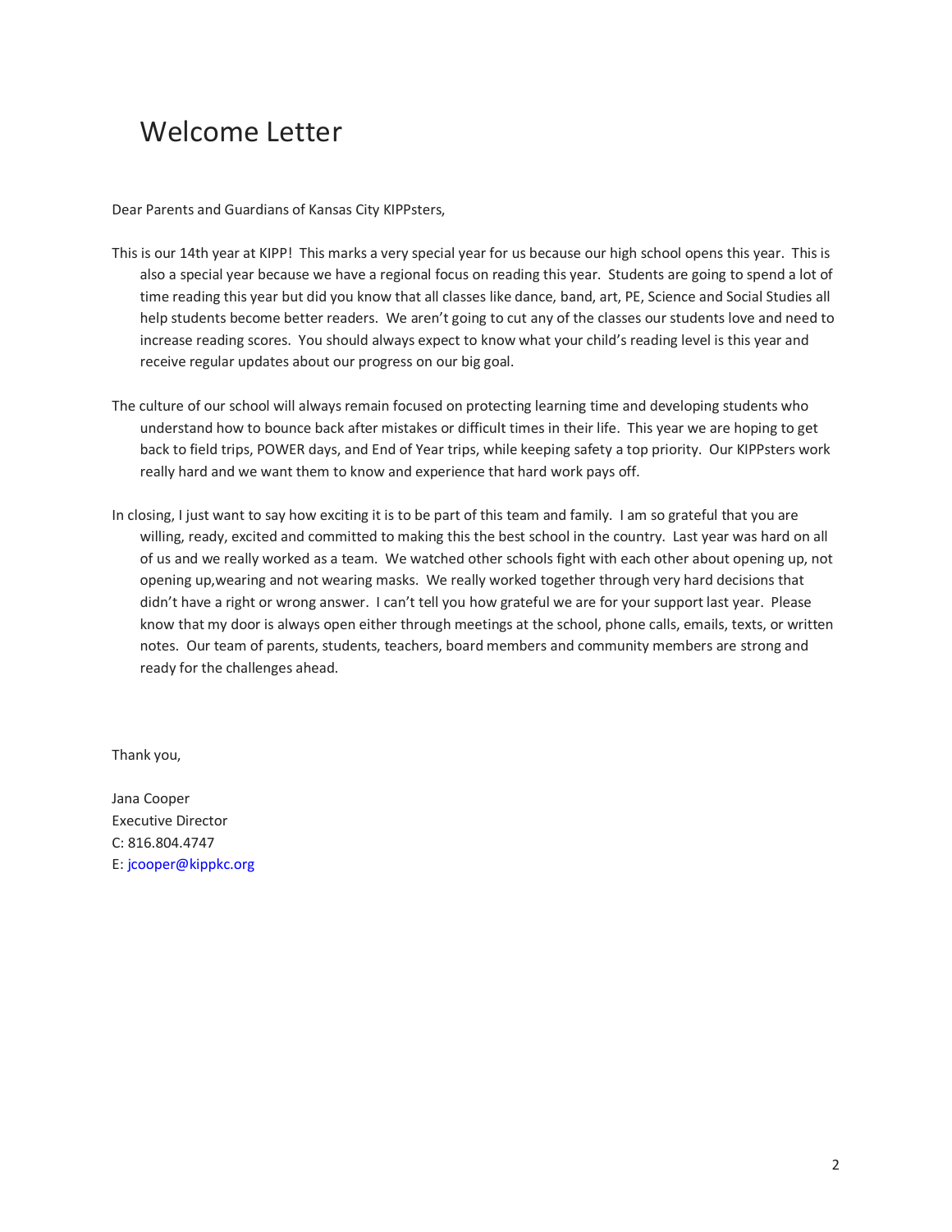# Welcome Letter

Dear Parents and Guardians of Kansas City KIPPsters,

This is our 14th year at KIPP! This marks a very special year for us because our high school opens this year. This is also a special year because we have a regional focus on reading this year. Students are going to spend a lot of time reading this year but did you know that all classes like dance, band, art, PE, Science and Social Studies all help students become better readers. We aren't going to cut any of the classes our students love and need to increase reading scores. You should always expect to know what your child's reading level is this year and receive regular updates about our progress on our big goal.

The culture of our school will always remain focused on protecting learning time and developing students who understand how to bounce back after mistakes or difficult times in their life. This year we are hoping to get back to field trips, POWER days, and End of Year trips, while keeping safety a top priority. Our KIPPsters work really hard and we want them to know and experience that hard work pays off.

In closing, I just want to say how exciting it is to be part of this team and family. I am so grateful that you are willing, ready, excited and committed to making this the best school in the country. Last year was hard on all of us and we really worked as a team. We watched other schools fight with each other about opening up, not opening up,wearing and not wearing masks. We really worked together through very hard decisions that didn't have a right or wrong answer. I can't tell you how grateful we are for your support last year. Please know that my door is always open either through meetings at the school, phone calls, emails, texts, or written notes. Our team of parents, students, teachers, board members and community members are strong and ready for the challenges ahead.

Thank you,

Jana Cooper
Executive Director
C: 816.804.4747
E: jcooper@kippkc.org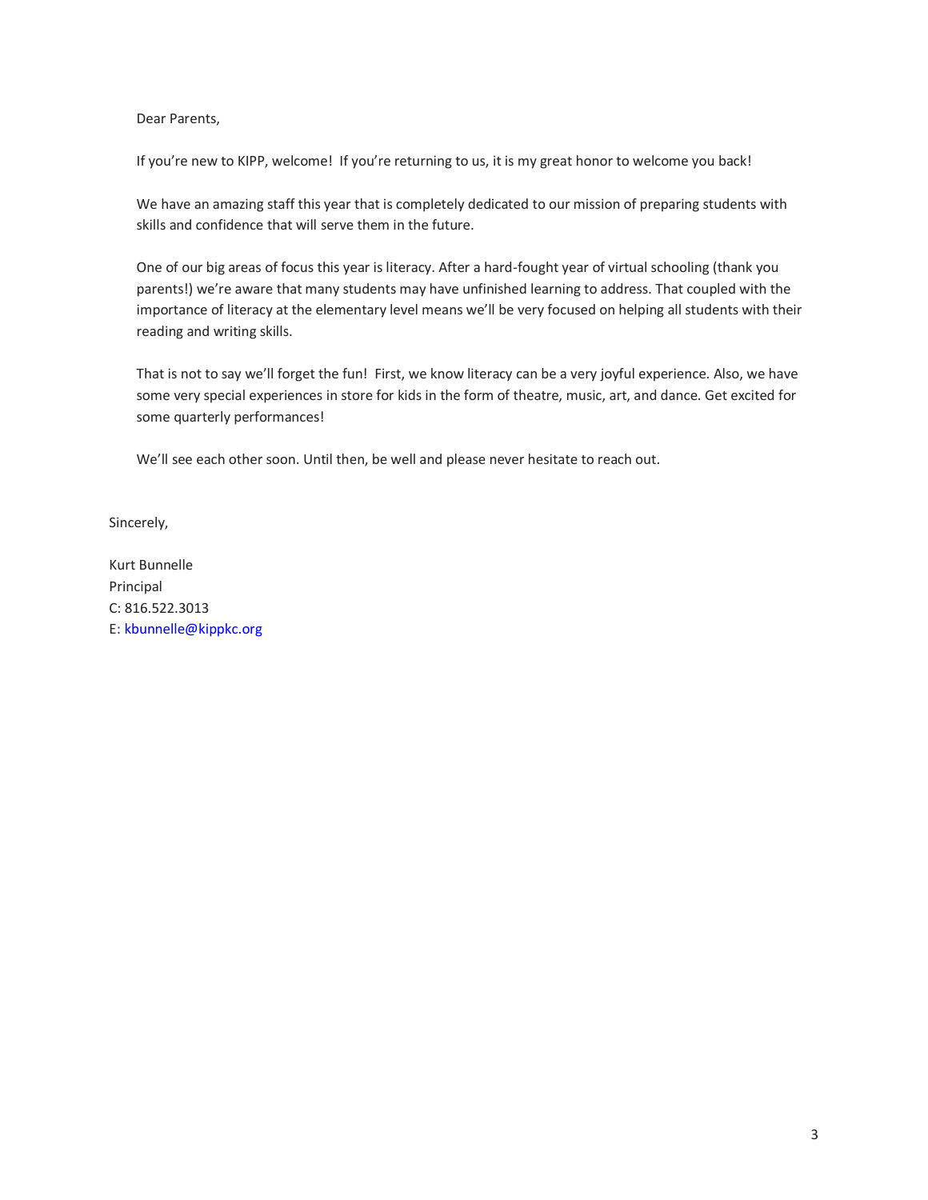Dear Parents,

If you're new to KIPP, welcome!  If you're returning to us, it is my great honor to welcome you back!

We have an amazing staff this year that is completely dedicated to our mission of preparing students with skills and confidence that will serve them in the future.

One of our big areas of focus this year is literacy. After a hard-fought year of virtual schooling (thank you parents!) we're aware that many students may have unfinished learning to address. That coupled with the importance of literacy at the elementary level means we'll be very focused on helping all students with their reading and writing skills.

That is not to say we'll forget the fun!  First, we know literacy can be a very joyful experience. Also, we have some very special experiences in store for kids in the form of theatre, music, art, and dance. Get excited for some quarterly performances!

We'll see each other soon. Until then, be well and please never hesitate to reach out.

Sincerely,

Kurt Bunnelle
Principal
C: 816.522.3013
E: kbunnelle@kippkc.org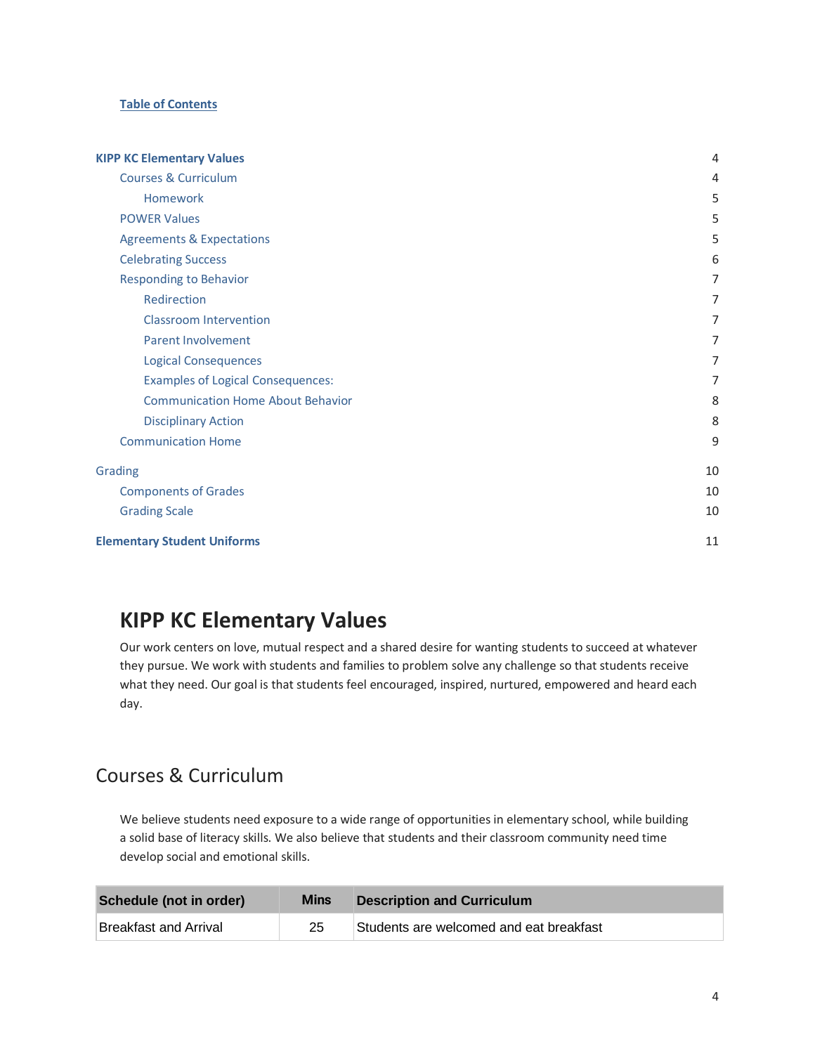**Table of Contents**

**KIPP KC Elementary Values** 4

- Courses & Curriculum 4
  - Homework 5
- POWER Values 5
- Agreements & Expectations 5
- Celebrating Success 6
- Responding to Behavior 7
  - Redirection 7
  - Classroom Intervention 7
  - Parent Involvement 7
  - Logical Consequences 7
  - Examples of Logical Consequences: 7
  - Communication Home About Behavior 8
  - Disciplinary Action 8
- Communication Home 9

Grading 10

- Components of Grades 10
- Grading Scale 10

**Elementary Student Uniforms** 11

# KIPP KC Elementary Values

Our work centers on love, mutual respect and a shared desire for wanting students to succeed at whatever they pursue. We work with students and families to problem solve any challenge so that students receive what they need. Our goal is that students feel encouraged, inspired, nurtured, empowered and heard each day.

## Courses & Curriculum

We believe students need exposure to a wide range of opportunities in elementary school, while building a solid base of literacy skills. We also believe that students and their classroom community need time develop social and emotional skills.

| Schedule (not in order) | Mins | Description and Curriculum |
|---|---|---|
| Breakfast and Arrival | 25 | Students are welcomed and eat breakfast |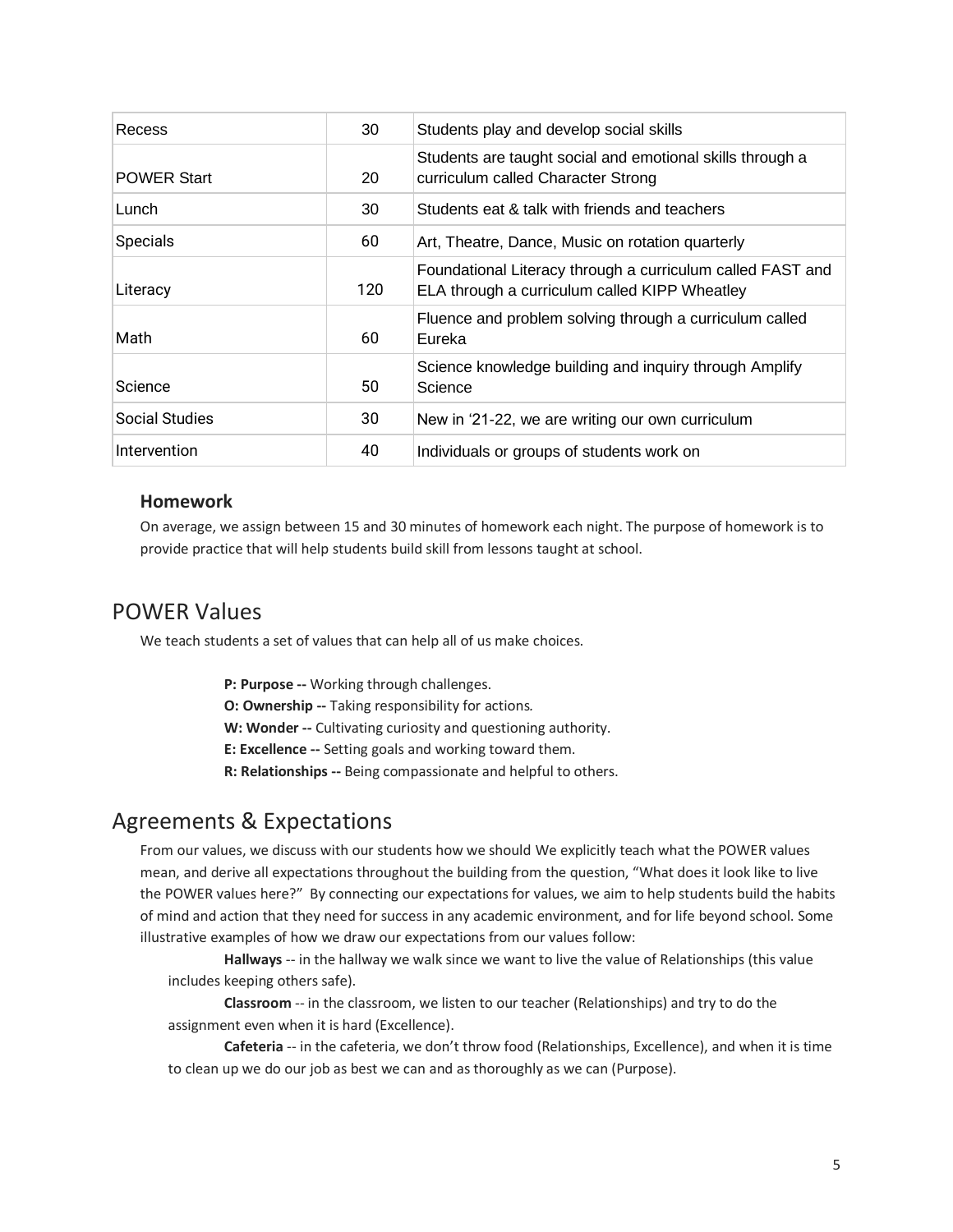| | | |
|---|---|---|
| Recess | 30 | Students play and develop social skills |
| POWER Start | 20 | Students are taught social and emotional skills through a curriculum called Character Strong |
| Lunch | 30 | Students eat & talk with friends and teachers |
| Specials | 60 | Art, Theatre, Dance, Music on rotation quarterly |
| Literacy | 120 | Foundational Literacy through a curriculum called FAST and ELA through a curriculum called KIPP Wheatley |
| Math | 60 | Fluence and problem solving through a curriculum called Eureka |
| Science | 50 | Science knowledge building and inquiry through Amplify Science |
| Social Studies | 30 | New in '21-22, we are writing our own curriculum |
| Intervention | 40 | Individuals or groups of students work on |

### Homework

On average, we assign between 15 and 30 minutes of homework each night. The purpose of homework is to provide practice that will help students build skill from lessons taught at school.

## POWER Values

We teach students a set of values that can help all of us make choices.

**P: Purpose --** Working through challenges.
**O: Ownership --** Taking responsibility for actions.
**W: Wonder --** Cultivating curiosity and questioning authority.
**E: Excellence --** Setting goals and working toward them.
**R: Relationships --** Being compassionate and helpful to others.

## Agreements & Expectations

From our values, we discuss with our students how we should We explicitly teach what the POWER values mean, and derive all expectations throughout the building from the question, "What does it look like to live the POWER values here?" By connecting our expectations for values, we aim to help students build the habits of mind and action that they need for success in any academic environment, and for life beyond school. Some illustrative examples of how we draw our expectations from our values follow:

**Hallways** -- in the hallway we walk since we want to live the value of Relationships (this value includes keeping others safe).

**Classroom** -- in the classroom, we listen to our teacher (Relationships) and try to do the assignment even when it is hard (Excellence).

**Cafeteria** -- in the cafeteria, we don't throw food (Relationships, Excellence), and when it is time to clean up we do our job as best we can and as thoroughly as we can (Purpose).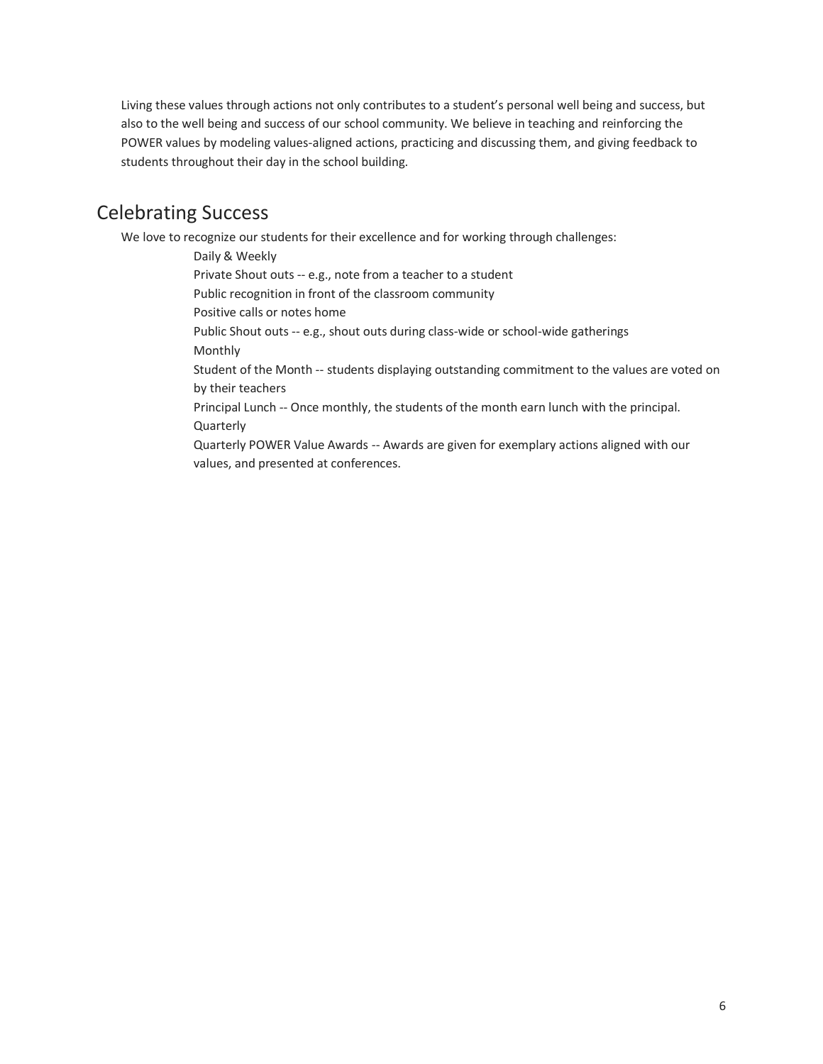Living these values through actions not only contributes to a student's personal well being and success, but also to the well being and success of our school community. We believe in teaching and reinforcing the POWER values by modeling values-aligned actions, practicing and discussing them, and giving feedback to students throughout their day in the school building.

## Celebrating Success

We love to recognize our students for their excellence and for working through challenges:

- Daily & Weekly
    - Private Shout outs -- e.g., note from a teacher to a student
    - Public recognition in front of the classroom community
    - Positive calls or notes home
    - Public Shout outs -- e.g., shout outs during class-wide or school-wide gatherings
- Monthly
    - Student of the Month -- students displaying outstanding commitment to the values are voted on by their teachers
    - Principal Lunch -- Once monthly, the students of the month earn lunch with the principal.
- Quarterly
    - Quarterly POWER Value Awards -- Awards are given for exemplary actions aligned with our values, and presented at conferences.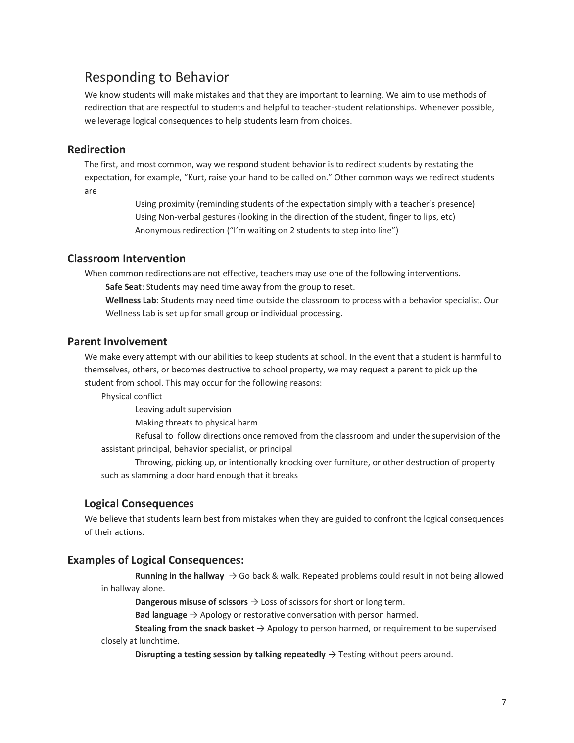# Responding to Behavior

We know students will make mistakes and that they are important to learning. We aim to use methods of redirection that are respectful to students and helpful to teacher-student relationships. Whenever possible, we leverage logical consequences to help students learn from choices.

## Redirection

The first, and most common, way we respond student behavior is to redirect students by restating the expectation, for example, "Kurt, raise your hand to be called on." Other common ways we redirect students are

- Using proximity (reminding students of the expectation simply with a teacher's presence)
- Using Non-verbal gestures (looking in the direction of the student, finger to lips, etc)
- Anonymous redirection ("I'm waiting on 2 students to step into line")

## Classroom Intervention

When common redirections are not effective, teachers may use one of the following interventions.

**Safe Seat**: Students may need time away from the group to reset.

**Wellness Lab**: Students may need time outside the classroom to process with a behavior specialist. Our Wellness Lab is set up for small group or individual processing.

## Parent Involvement

We make every attempt with our abilities to keep students at school. In the event that a student is harmful to themselves, others, or becomes destructive to school property, we may request a parent to pick up the student from school. This may occur for the following reasons:

- Physical conflict
- Leaving adult supervision
- Making threats to physical harm
- Refusal to follow directions once removed from the classroom and under the supervision of the assistant principal, behavior specialist, or principal
- Throwing, picking up, or intentionally knocking over furniture, or other destruction of property such as slamming a door hard enough that it breaks

## Logical Consequences

We believe that students learn best from mistakes when they are guided to confront the logical consequences of their actions.

## Examples of Logical Consequences:

**Running in the hallway** → Go back & walk. Repeated problems could result in not being allowed in hallway alone.

**Dangerous misuse of scissors** → Loss of scissors for short or long term.

**Bad language** → Apology or restorative conversation with person harmed.

**Stealing from the snack basket** → Apology to person harmed, or requirement to be supervised closely at lunchtime.

**Disrupting a testing session by talking repeatedly** → Testing without peers around.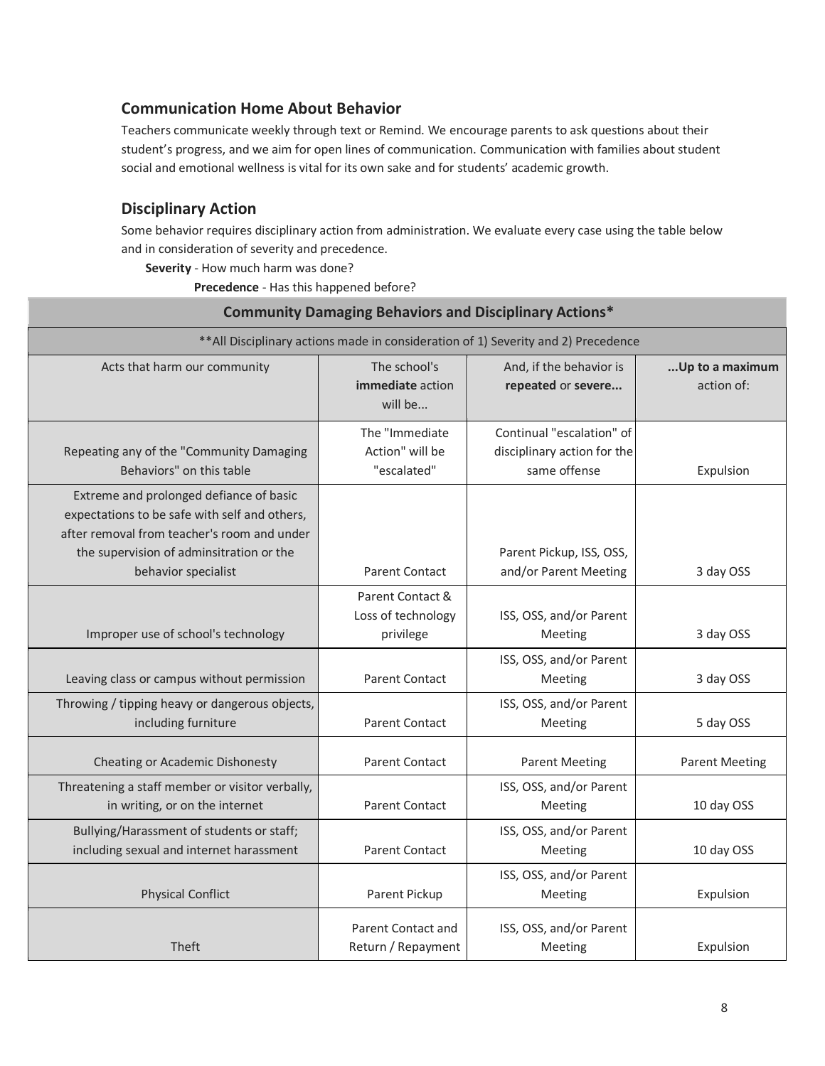## Communication Home About Behavior

Teachers communicate weekly through text or Remind. We encourage parents to ask questions about their student's progress, and we aim for open lines of communication. Communication with families about student social and emotional wellness is vital for its own sake and for students' academic growth.

## Disciplinary Action

Some behavior requires disciplinary action from administration. We evaluate every case using the table below and in consideration of severity and precedence.

**Severity** - How much harm was done?

**Precedence** - Has this happened before?

| **Community Damaging Behaviors and Disciplinary Actions*** | | | |
|---|---|---|---|
| **All Disciplinary actions made in consideration of 1) Severity and 2) Precedence | | | |
| Acts that harm our community | The school's **immediate** action will be... | And, if the behavior is **repeated** or **severe...** | **...Up to a maximum** action of: |
| Repeating any of the "Community Damaging Behaviors" on this table | The "Immediate Action" will be "escalated" | Continual "escalation" of disciplinary action for the same offense | Expulsion |
| Extreme and prolonged defiance of basic expectations to be safe with self and others, after removal from teacher's room and under the supervision of adminsitration or the behavior specialist | Parent Contact | Parent Pickup, ISS, OSS, and/or Parent Meeting | 3 day OSS |
| Improper use of school's technology | Parent Contact & Loss of technology privilege | ISS, OSS, and/or Parent Meeting | 3 day OSS |
| Leaving class or campus without permission | Parent Contact | ISS, OSS, and/or Parent Meeting | 3 day OSS |
| Throwing / tipping heavy or dangerous objects, including furniture | Parent Contact | ISS, OSS, and/or Parent Meeting | 5 day OSS |
| Cheating or Academic Dishonesty | Parent Contact | Parent Meeting | Parent Meeting |
| Threatening a staff member or visitor verbally, in writing, or on the internet | Parent Contact | ISS, OSS, and/or Parent Meeting | 10 day OSS |
| Bullying/Harassment of students or staff; including sexual and internet harassment | Parent Contact | ISS, OSS, and/or Parent Meeting | 10 day OSS |
| Physical Conflict | Parent Pickup | ISS, OSS, and/or Parent Meeting | Expulsion |
| Theft | Parent Contact and Return / Repayment | ISS, OSS, and/or Parent Meeting | Expulsion |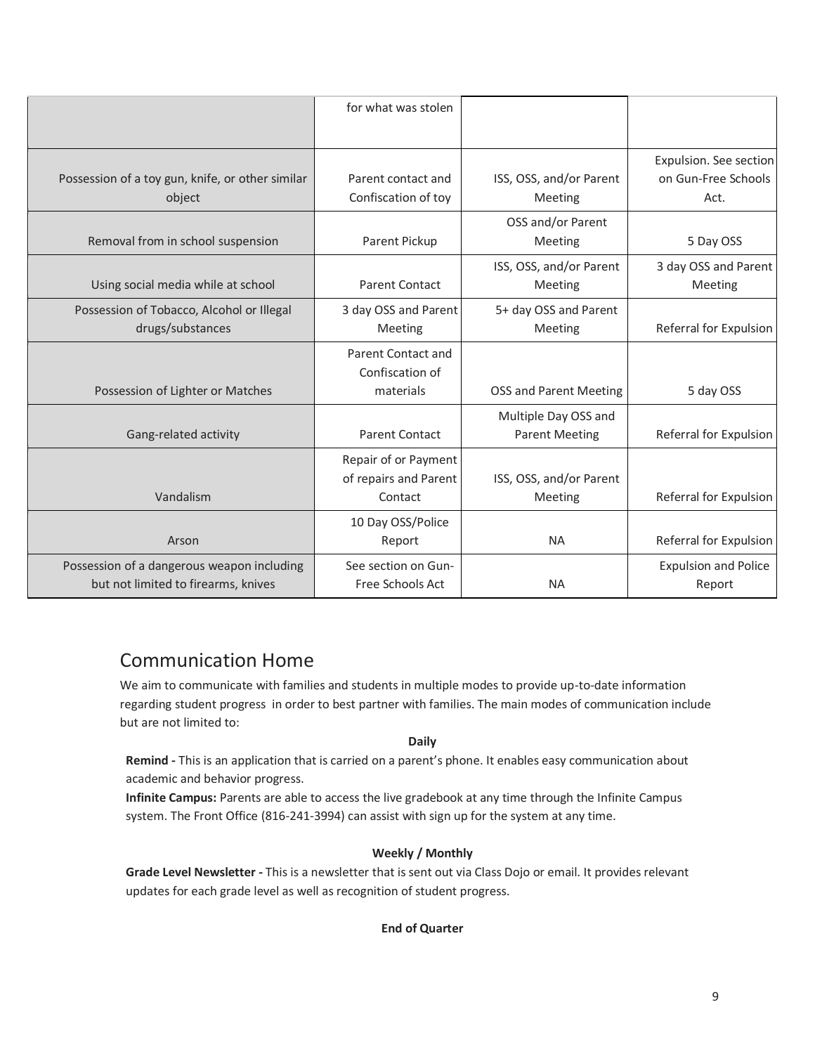| | | | |
|---|---|---|---|
| | for what was stolen | | |
| Possession of a toy gun, knife, or other similar object | Parent contact and Confiscation of toy | ISS, OSS, and/or Parent Meeting | Expulsion. See section on Gun-Free Schools Act. |
| Removal from in school suspension | Parent Pickup | OSS and/or Parent Meeting | 5 Day OSS |
| Using social media while at school | Parent Contact | ISS, OSS, and/or Parent Meeting | 3 day OSS and Parent Meeting |
| Possession of Tobacco, Alcohol or Illegal drugs/substances | 3 day OSS and Parent Meeting | 5+ day OSS and Parent Meeting | Referral for Expulsion |
| Possession of Lighter or Matches | Parent Contact and Confiscation of materials | OSS and Parent Meeting | 5 day OSS |
| Gang-related activity | Parent Contact | Multiple Day OSS and Parent Meeting | Referral for Expulsion |
| Vandalism | Repair of or Payment of repairs and Parent Contact | ISS, OSS, and/or Parent Meeting | Referral for Expulsion |
| Arson | 10 Day OSS/Police Report | NA | Referral for Expulsion |
| Possession of a dangerous weapon including but not limited to firearms, knives | See section on Gun-Free Schools Act | NA | Expulsion and Police Report |

## Communication Home

We aim to communicate with families and students in multiple modes to provide up-to-date information regarding student progress in order to best partner with families. The main modes of communication include but are not limited to:

**Daily**

**Remind -** This is an application that is carried on a parent's phone. It enables easy communication about academic and behavior progress.

**Infinite Campus:** Parents are able to access the live gradebook at any time through the Infinite Campus system. The Front Office (816-241-3994) can assist with sign up for the system at any time.

**Weekly / Monthly**

**Grade Level Newsletter -** This is a newsletter that is sent out via Class Dojo or email. It provides relevant updates for each grade level as well as recognition of student progress.

**End of Quarter**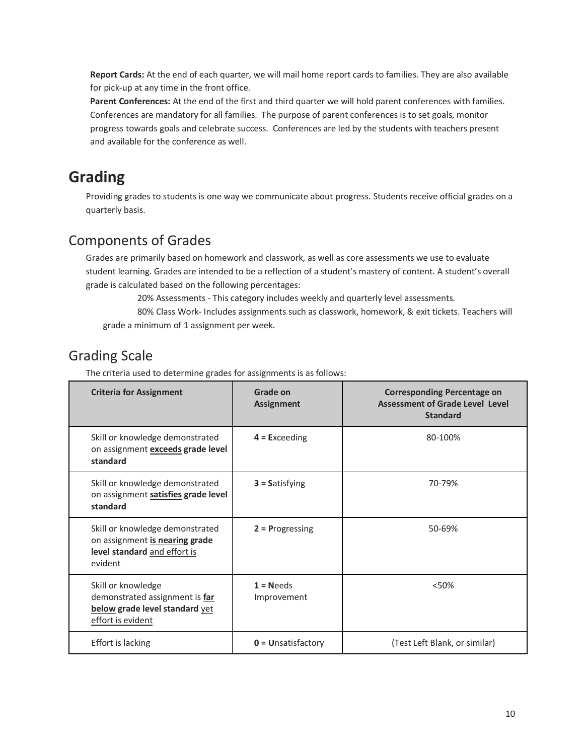**Report Cards:** At the end of each quarter, we will mail home report cards to families. They are also available for pick-up at any time in the front office.

**Parent Conferences:** At the end of the first and third quarter we will hold parent conferences with families. Conferences are mandatory for all families. The purpose of parent conferences is to set goals, monitor progress towards goals and celebrate success. Conferences are led by the students with teachers present and available for the conference as well.

# Grading

Providing grades to students is one way we communicate about progress. Students receive official grades on a quarterly basis.

## Components of Grades

Grades are primarily based on homework and classwork, as well as core assessments we use to evaluate student learning. Grades are intended to be a reflection of a student's mastery of content. A student's overall grade is calculated based on the following percentages:

20% Assessments - This category includes weekly and quarterly level assessments.

80% Class Work- Includes assignments such as classwork, homework, & exit tickets. Teachers will grade a minimum of 1 assignment per week.

## Grading Scale

The criteria used to determine grades for assignments is as follows:

| Criteria for Assignment | Grade on Assignment | Corresponding Percentage on Assessment of Grade Level Level Standard |
|---|---|---|
| Skill or knowledge demonstrated on assignment **exceeds grade level standard** | **4 = E**xceeding | 80-100% |
| Skill or knowledge demonstrated on assignment **satisfies grade level standard** | **3 = S**atisfying | 70-79% |
| Skill or knowledge demonstrated on assignment **is nearing grade level standard** and effort is evident | **2 = P**rogressing | 50-69% |
| Skill or knowledge demonstrated assignment is **far below grade level standard** yet effort is evident | **1 = N**eeds Improvement | <50% |
| Effort is lacking | **0 = U**nsatisfactory | (Test Left Blank, or similar) |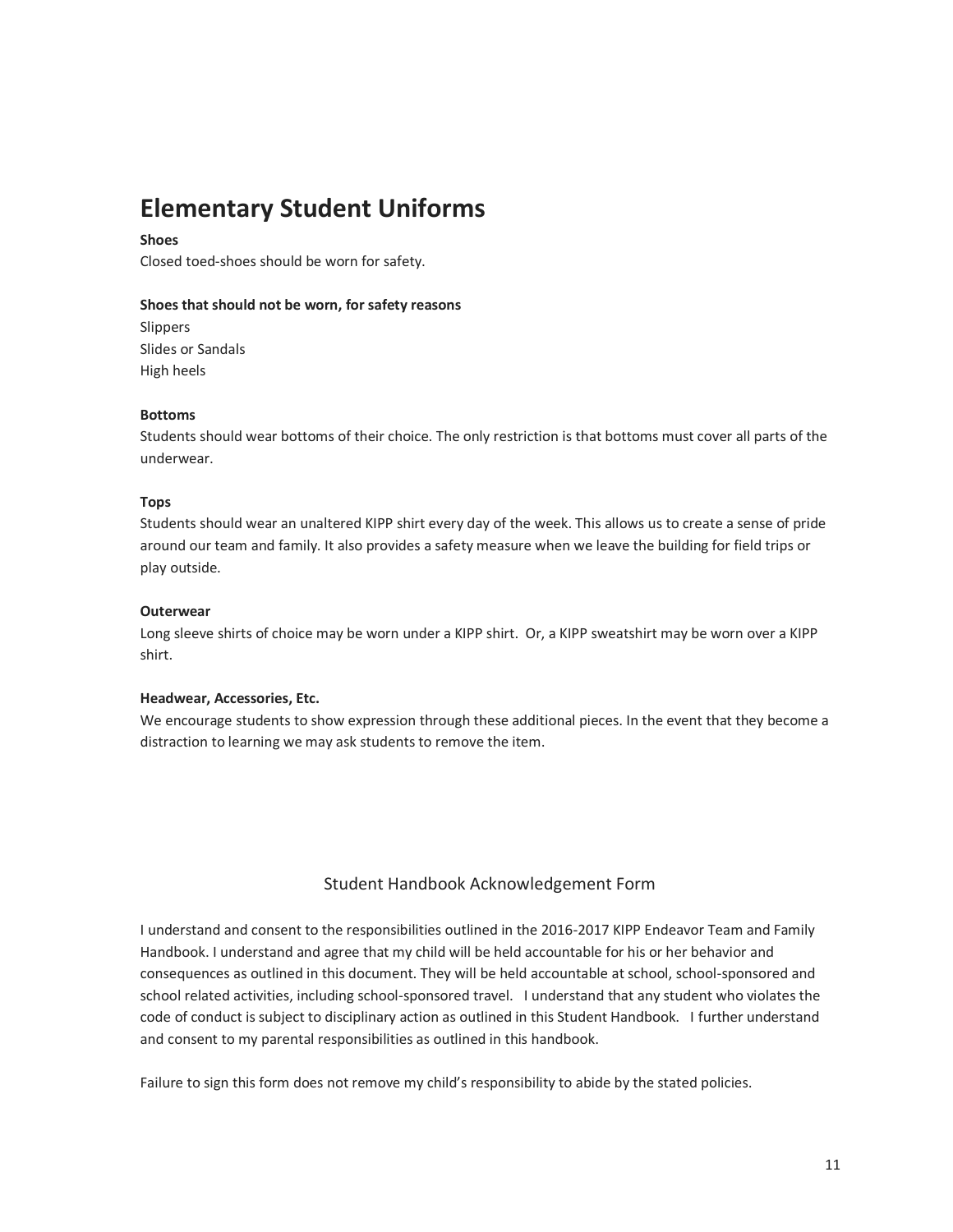# Elementary Student Uniforms

**Shoes**
Closed toed-shoes should be worn for safety.

**Shoes that should not be worn, for safety reasons**
Slippers
Slides or Sandals
High heels

**Bottoms**
Students should wear bottoms of their choice. The only restriction is that bottoms must cover all parts of the underwear.

**Tops**
Students should wear an unaltered KIPP shirt every day of the week. This allows us to create a sense of pride around our team and family. It also provides a safety measure when we leave the building for field trips or play outside.

**Outerwear**
Long sleeve shirts of choice may be worn under a KIPP shirt. Or, a KIPP sweatshirt may be worn over a KIPP shirt.

**Headwear, Accessories, Etc.**
We encourage students to show expression through these additional pieces. In the event that they become a distraction to learning we may ask students to remove the item.

## Student Handbook Acknowledgement Form

I understand and consent to the responsibilities outlined in the 2016-2017 KIPP Endeavor Team and Family Handbook. I understand and agree that my child will be held accountable for his or her behavior and consequences as outlined in this document. They will be held accountable at school, school-sponsored and school related activities, including school-sponsored travel. I understand that any student who violates the code of conduct is subject to disciplinary action as outlined in this Student Handbook. I further understand and consent to my parental responsibilities as outlined in this handbook.

Failure to sign this form does not remove my child's responsibility to abide by the stated policies.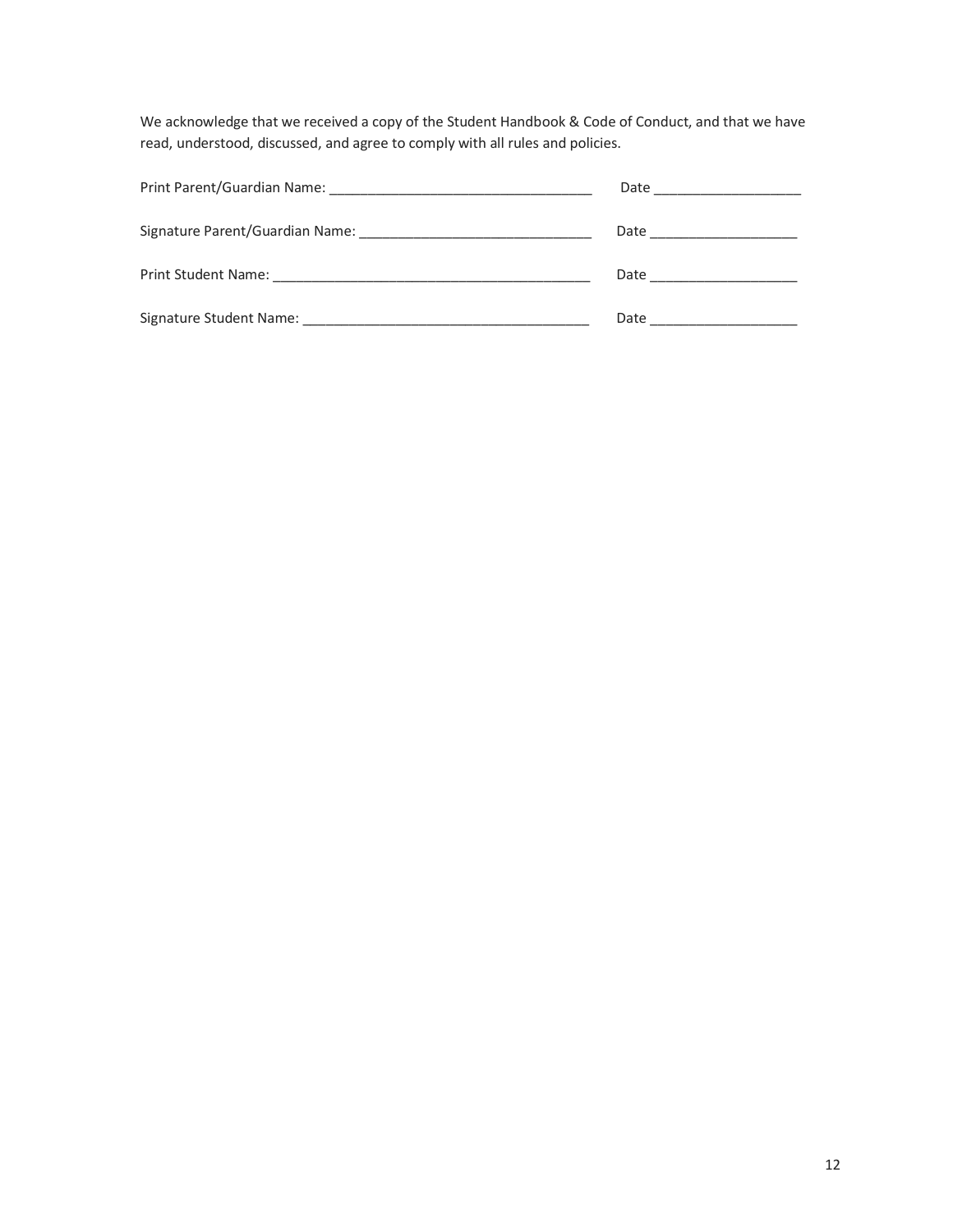We acknowledge that we received a copy of the Student Handbook & Code of Conduct, and that we have read, understood, discussed, and agree to comply with all rules and policies.

Print Parent/Guardian Name: ___________________________________ Date ___________________

Signature Parent/Guardian Name: ______________________________ Date ___________________

Print Student Name: __________________________________________ Date ___________________

Signature Student Name: ______________________________________ Date ___________________